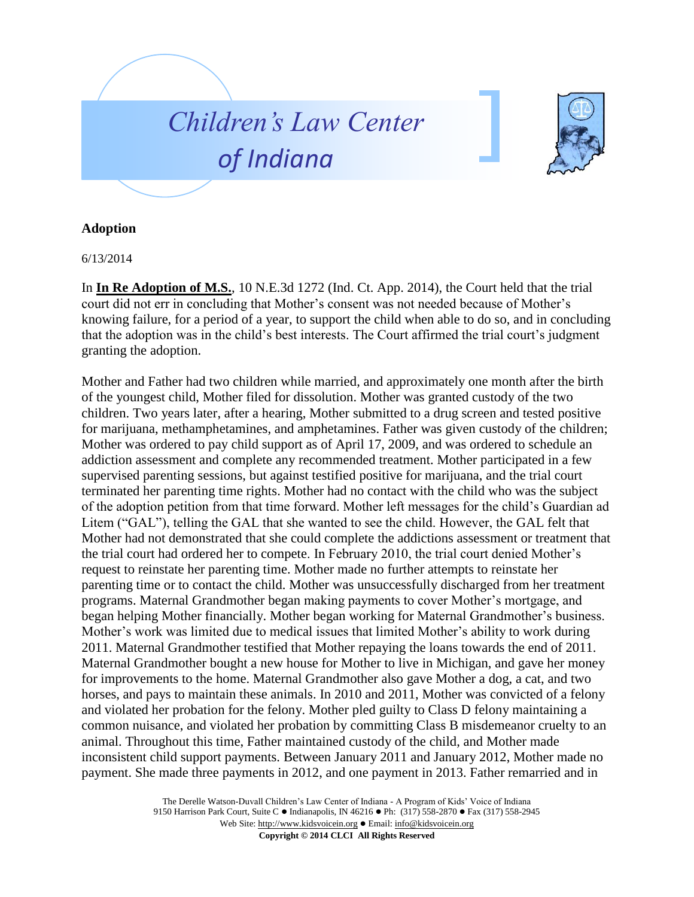# Children's Law Center of Indiana

**Adoption**

6/13/2014

In **In Re Adoption of M.S.**, 10 N.E.3d 1272 (Ind. Ct. App. 2014), the Court held that the trial court did not err in concluding that Mother's consent was not needed because of Mother's knowing failure, for a period of a year, to support the child when able to do so, and in concluding that the adoption was in the child's best interests. The Court affirmed the trial court's judgment granting the adoption.

Mother and Father had two children while married, and approximately one month after the birth of the youngest child, Mother filed for dissolution. Mother was granted custody of the two children. Two years later, after a hearing, Mother submitted to a drug screen and tested positive for marijuana, methamphetamines, and amphetamines. Father was given custody of the children; Mother was ordered to pay child support as of April 17, 2009, and was ordered to schedule an addiction assessment and complete any recommended treatment. Mother participated in a few supervised parenting sessions, but against testified positive for marijuana, and the trial court terminated her parenting time rights. Mother had no contact with the child who was the subject of the adoption petition from that time forward. Mother left messages for the child's Guardian ad Litem ("GAL"), telling the GAL that she wanted to see the child. However, the GAL felt that Mother had not demonstrated that she could complete the addictions assessment or treatment that the trial court had ordered her to compete. In February 2010, the trial court denied Mother's request to reinstate her parenting time. Mother made no further attempts to reinstate her parenting time or to contact the child. Mother was unsuccessfully discharged from her treatment programs. Maternal Grandmother began making payments to cover Mother's mortgage, and began helping Mother financially. Mother began working for Maternal Grandmother's business. Mother's work was limited due to medical issues that limited Mother's ability to work during 2011. Maternal Grandmother testified that Mother repaying the loans towards the end of 2011. Maternal Grandmother bought a new house for Mother to live in Michigan, and gave her money for improvements to the home. Maternal Grandmother also gave Mother a dog, a cat, and two horses, and pays to maintain these animals. In 2010 and 2011, Mother was convicted of a felony and violated her probation for the felony. Mother pled guilty to Class D felony maintaining a common nuisance, and violated her probation by committing Class B misdemeanor cruelty to an animal. Throughout this time, Father maintained custody of the child, and Mother made inconsistent child support payments. Between January 2011 and January 2012, Mother made no payment. She made three payments in 2012, and one payment in 2013. Father remarried and in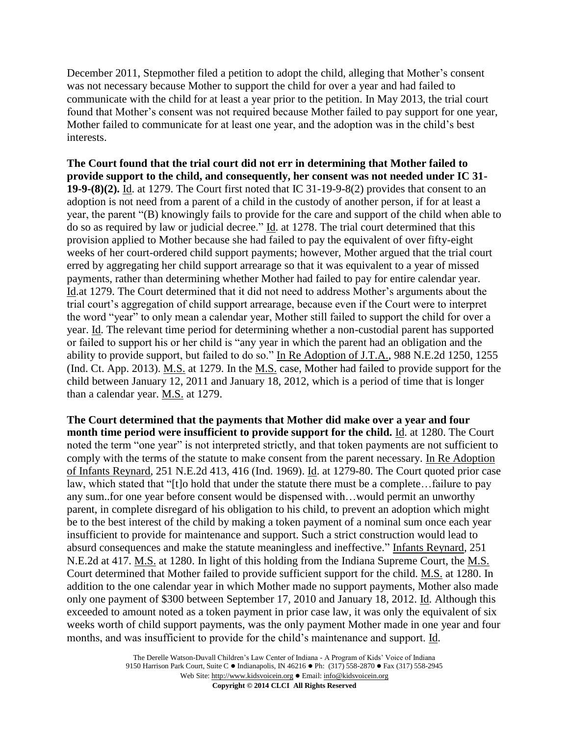December 2011, Stepmother filed a petition to adopt the child, alleging that Mother's consent was not necessary because Mother to support the child for over a year and had failed to communicate with the child for at least a year prior to the petition. In May 2013, the trial court found that Mother's consent was not required because Mother failed to pay support for one year, Mother failed to communicate for at least one year, and the adoption was in the child's best interests.

**The Court found that the trial court did not err in determining that Mother failed to provide support to the child, and consequently, her consent was not needed under IC 31-19-9-(8)(2).** Id. at 1279. The Court first noted that IC 31-19-9-8(2) provides that consent to an adoption is not need from a parent of a child in the custody of another person, if for at least a year, the parent "(B) knowingly fails to provide for the care and support of the child when able to do so as required by law or judicial decree." Id. at 1278. The trial court determined that this provision applied to Mother because she had failed to pay the equivalent of over fifty-eight weeks of her court-ordered child support payments; however, Mother argued that the trial court erred by aggregating her child support arrearage so that it was equivalent to a year of missed payments, rather than determining whether Mother had failed to pay for entire calendar year. Id.at 1279. The Court determined that it did not need to address Mother's arguments about the trial court's aggregation of child support arrearage, because even if the Court were to interpret the word "year" to only mean a calendar year, Mother still failed to support the child for over a year. Id. The relevant time period for determining whether a non-custodial parent has supported or failed to support his or her child is "any year in which the parent had an obligation and the ability to provide support, but failed to do so." In Re Adoption of J.T.A., 988 N.E.2d 1250, 1255 (Ind. Ct. App. 2013). M.S. at 1279. In the M.S. case, Mother had failed to provide support for the child between January 12, 2011 and January 18, 2012, which is a period of time that is longer than a calendar year. M.S. at 1279.

**The Court determined that the payments that Mother did make over a year and four month time period were insufficient to provide support for the child.** Id. at 1280. The Court noted the term "one year" is not interpreted strictly, and that token payments are not sufficient to comply with the terms of the statute to make consent from the parent necessary. In Re Adoption of Infants Reynard, 251 N.E.2d 413, 416 (Ind. 1969). Id. at 1279-80. The Court quoted prior case law, which stated that "[t]o hold that under the statute there must be a complete…failure to pay any sum..for one year before consent would be dispensed with…would permit an unworthy parent, in complete disregard of his obligation to his child, to prevent an adoption which might be to the best interest of the child by making a token payment of a nominal sum once each year insufficient to provide for maintenance and support. Such a strict construction would lead to absurd consequences and make the statute meaningless and ineffective." Infants Reynard, 251 N.E.2d at 417. M.S. at 1280. In light of this holding from the Indiana Supreme Court, the M.S. Court determined that Mother failed to provide sufficient support for the child. M.S. at 1280. In addition to the one calendar year in which Mother made no support payments, Mother also made only one payment of $300 between September 17, 2010 and January 18, 2012. Id. Although this exceeded to amount noted as a token payment in prior case law, it was only the equivalent of six weeks worth of child support payments, was the only payment Mother made in one year and four months, and was insufficient to provide for the child's maintenance and support. Id.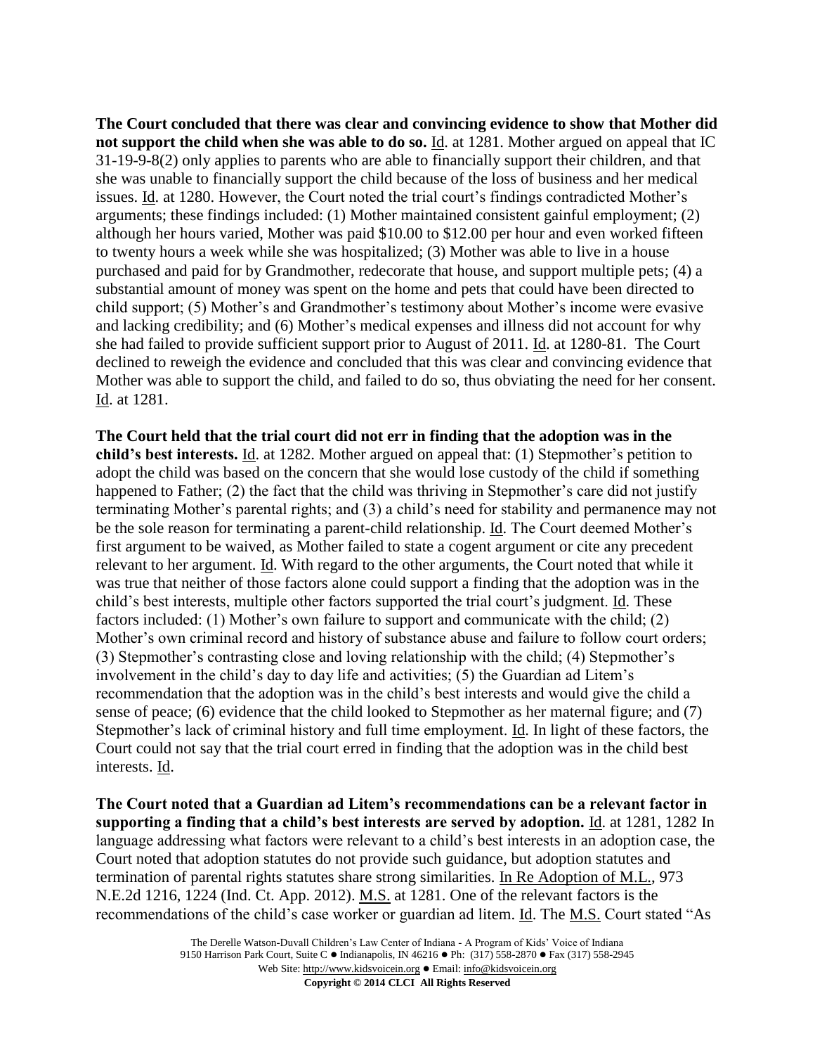**The Court concluded that there was clear and convincing evidence to show that Mother did not support the child when she was able to do so.** Id. at 1281. Mother argued on appeal that IC 31-19-9-8(2) only applies to parents who are able to financially support their children, and that she was unable to financially support the child because of the loss of business and her medical issues. Id. at 1280. However, the Court noted the trial court's findings contradicted Mother's arguments; these findings included: (1) Mother maintained consistent gainful employment; (2) although her hours varied, Mother was paid $10.00 to $12.00 per hour and even worked fifteen to twenty hours a week while she was hospitalized; (3) Mother was able to live in a house purchased and paid for by Grandmother, redecorate that house, and support multiple pets; (4) a substantial amount of money was spent on the home and pets that could have been directed to child support; (5) Mother's and Grandmother's testimony about Mother's income were evasive and lacking credibility; and (6) Mother's medical expenses and illness did not account for why she had failed to provide sufficient support prior to August of 2011. Id. at 1280-81. The Court declined to reweigh the evidence and concluded that this was clear and convincing evidence that Mother was able to support the child, and failed to do so, thus obviating the need for her consent. Id. at 1281.

**The Court held that the trial court did not err in finding that the adoption was in the child's best interests.** Id. at 1282. Mother argued on appeal that: (1) Stepmother's petition to adopt the child was based on the concern that she would lose custody of the child if something happened to Father; (2) the fact that the child was thriving in Stepmother's care did not justify terminating Mother's parental rights; and (3) a child's need for stability and permanence may not be the sole reason for terminating a parent-child relationship. Id. The Court deemed Mother's first argument to be waived, as Mother failed to state a cogent argument or cite any precedent relevant to her argument. Id. With regard to the other arguments, the Court noted that while it was true that neither of those factors alone could support a finding that the adoption was in the child's best interests, multiple other factors supported the trial court's judgment. Id. These factors included: (1) Mother's own failure to support and communicate with the child; (2) Mother's own criminal record and history of substance abuse and failure to follow court orders; (3) Stepmother's contrasting close and loving relationship with the child; (4) Stepmother's involvement in the child's day to day life and activities; (5) the Guardian ad Litem's recommendation that the adoption was in the child's best interests and would give the child a sense of peace; (6) evidence that the child looked to Stepmother as her maternal figure; and (7) Stepmother's lack of criminal history and full time employment. Id. In light of these factors, the Court could not say that the trial court erred in finding that the adoption was in the child best interests. Id.

**The Court noted that a Guardian ad Litem's recommendations can be a relevant factor in supporting a finding that a child's best interests are served by adoption.** Id. at 1281, 1282 In language addressing what factors were relevant to a child's best interests in an adoption case, the Court noted that adoption statutes do not provide such guidance, but adoption statutes and termination of parental rights statutes share strong similarities. In Re Adoption of M.L., 973 N.E.2d 1216, 1224 (Ind. Ct. App. 2012). M.S. at 1281. One of the relevant factors is the recommendations of the child's case worker or guardian ad litem. Id. The M.S. Court stated "As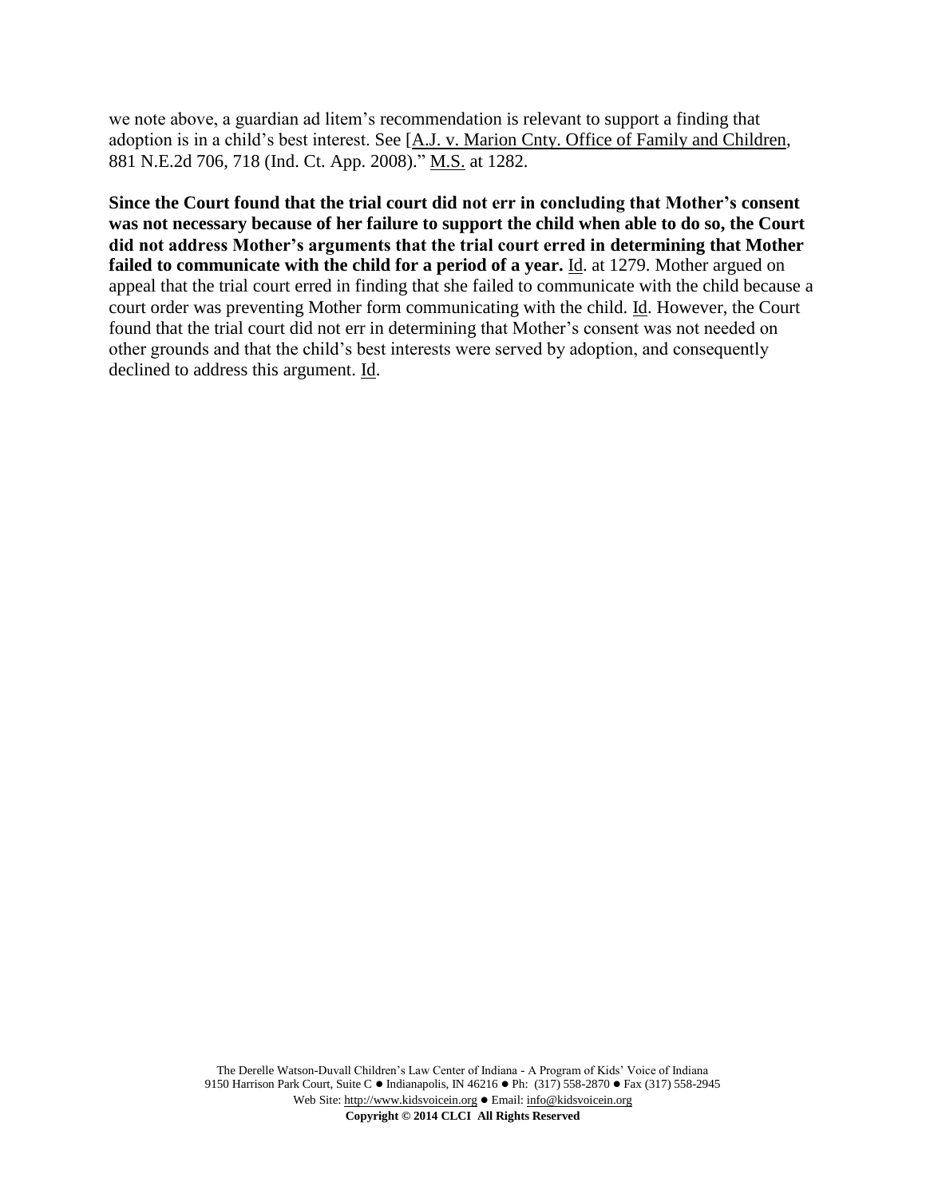we note above, a guardian ad litem's recommendation is relevant to support a finding that adoption is in a child's best interest. See [A.J. v. Marion Cnty. Office of Family and Children, 881 N.E.2d 706, 718 (Ind. Ct. App. 2008)." M.S. at 1282.

**Since the Court found that the trial court did not err in concluding that Mother's consent was not necessary because of her failure to support the child when able to do so, the Court did not address Mother's arguments that the trial court erred in determining that Mother failed to communicate with the child for a period of a year.** Id. at 1279. Mother argued on appeal that the trial court erred in finding that she failed to communicate with the child because a court order was preventing Mother form communicating with the child. Id. However, the Court found that the trial court did not err in determining that Mother's consent was not needed on other grounds and that the child's best interests were served by adoption, and consequently declined to address this argument. Id.